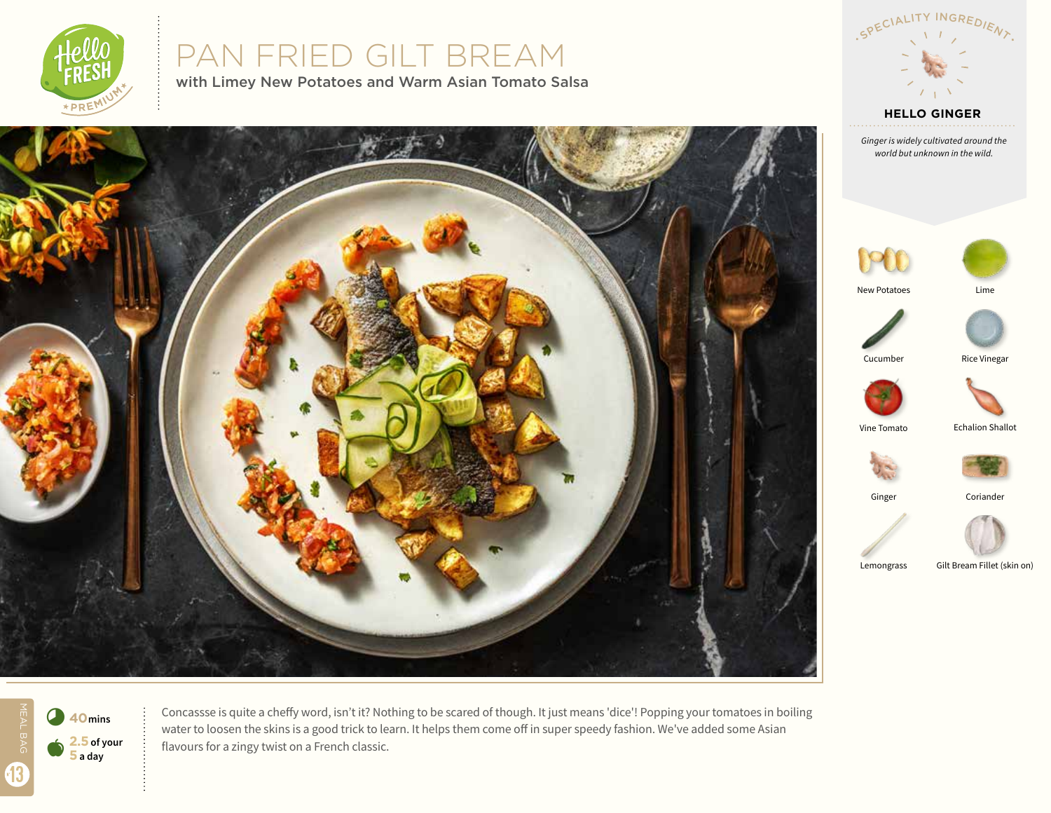# PAN FRIED GILT BREAM

with Limey New Potatoes and Warm Asian Tomato Salsa

SPECIALITY INGREDIENT

**HELLO GINGER**

*Ginger is widely cultivated around the world but unknown in the wild.*

- New Potatoes
- Lime
- Cucumber
- Rice Vinegar
- Vine Tomato
- Echalion Shallot
- Ginger
- Coriander
- Lemongrass
- Gilt Bream Fillet (skin on)

MEAL BAG 13

40 mins

2.5 of your 5 a day

Concassse is quite a cheffy word, isn't it? Nothing to be scared of though. It just means 'dice'! Popping your tomatoes in boiling water to loosen the skins is a good trick to learn. It helps them come off in super speedy fashion. We've added some Asian flavours for a zingy twist on a French classic.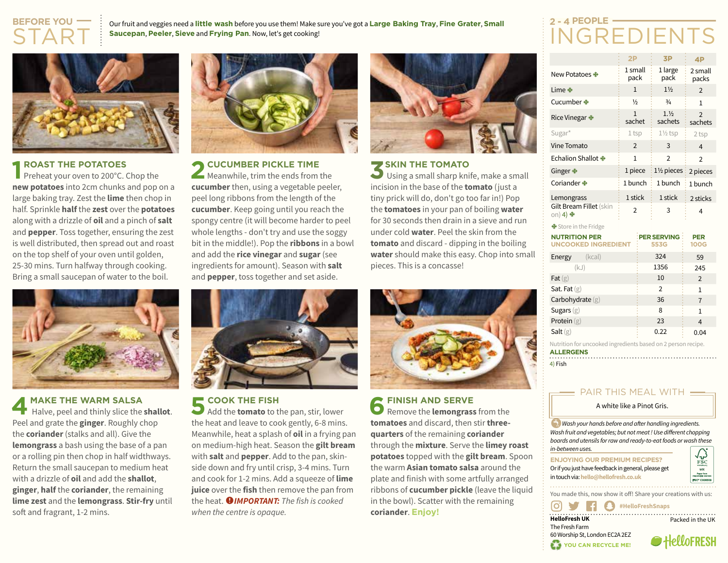## BEFORE YOU START

Our fruit and veggies need a **little wash** before you use them! Make sure you've got a **Large Baking Tray**, **Fine Grater**, **Small Saucepan**, **Peeler**, **Sieve** and **Frying Pan**. Now, let's get cooking!

### 1 ROAST THE POTATOES

Preheat your oven to 200°C. Chop the **new potatoes** into 2cm chunks and pop on a large baking tray. Zest the **lime** then chop in half. Sprinkle **half** the **zest** over the **potatoes** along with a drizzle of **oil** and a pinch of **salt** and **pepper**. Toss together, ensuring the zest is well distributed, then spread out and roast on the top shelf of your oven until golden, 25-30 mins. Turn halfway through cooking. Bring a small saucepan of water to the boil.

### 2 CUCUMBER PICKLE TIME

Meanwhile, trim the ends from the **cucumber** then, using a vegetable peeler, peel long ribbons from the length of the **cucumber**. Keep going until you reach the spongy centre (it will become harder to peel whole lengths - don't try and use the soggy bit in the middle!). Pop the **ribbons** in a bowl and add the **rice vinegar** and **sugar** (see ingredients for amount). Season with **salt** and **pepper**, toss together and set aside.

### 3 SKIN THE TOMATO

Using a small sharp knife, make a small incision in the base of the **tomato** (just a tiny prick will do, don't go too far in!) Pop the **tomatoes** in your pan of boiling **water** for 30 seconds then drain in a sieve and run under cold **water**. Peel the skin from the **tomato** and discard - dipping in the boiling **water** should make this easy. Chop into small pieces. This is a concasse!

### 4 MAKE THE WARM SALSA

Halve, peel and thinly slice the **shallot**. Peel and grate the **ginger**. Roughly chop the **coriander** (stalks and all). Give the **lemongrass** a bash using the base of a pan or a rolling pin then chop in half widthways. Return the small saucepan to medium heat with a drizzle of **oil** and add the **shallot**, **ginger**, **half** the **coriander**, the remaining **lime zest** and the **lemongrass**. **Stir-fry** until soft and fragrant, 1-2 mins.

### 5 COOK THE FISH

Add the **tomato** to the pan, stir, lower the heat and leave to cook gently, 6-8 mins. Meanwhile, heat a splash of **oil** in a frying pan on medium-high heat. Season the **gilt bream** with **salt** and **pepper**. Add to the pan, skin-side down and fry until crisp, 3-4 mins. Turn and cook for 1-2 mins. Add a squeeze of **lime juice** over the **fish** then remove the pan from the heat. ***IMPORTANT:*** *The fish is cooked when the centre is opaque.*

### 6 FINISH AND SERVE

Remove the **lemongrass** from the **tomatoes** and discard, then stir **three-quarters** of the remaining **coriander** through the **mixture**. Serve the **limey roast potatoes** topped with the **gilt bream**. Spoon the warm **Asian tomato salsa** around the plate and finish with some artfully arranged ribbons of **cucumber pickle** (leave the liquid in the bowl). Scatter with the remaining **coriander**. **Enjoy!**

## 2 - 4 PEOPLE INGREDIENTS

| | 2P | 3P | 4P |
|---|---|---|---|
| New Potatoes ✽ | 1 small pack | 1 large pack | 2 small packs |
| Lime ✽ | 1 | 1½ | 2 |
| Cucumber ✽ | ½ | ¾ | 1 |
| Rice Vinegar ✽ | 1 sachet | 1.½ sachets | 2 sachets |
| Sugar* | 1 tsp | 1½ tsp | 2 tsp |
| Vine Tomato | 2 | 3 | 4 |
| Echalion Shallot ✽ | 1 | 2 | 2 |
| Ginger ✽ | 1 piece | 1½ pieces | 2 pieces |
| Coriander ✽ | 1 bunch | 1 bunch | 1 bunch |
| Lemongrass | 1 stick | 1 stick | 2 sticks |
| Gilt Bream Fillet (skin on) 4) ✽ | 2 | 3 | 4 |

✽ Store in the Fridge

| NUTRITION PER UNCOOKED INGREDIENT | PER SERVING 553G | PER 100G |
|---|---|---|
| Energy (kcal) | 324 | 59 |
| (kJ) | 1356 | 245 |
| Fat (g) | 10 | 2 |
| Sat. Fat (g) | 2 | 1 |
| Carbohydrate (g) | 36 | 7 |
| Sugars (g) | 8 | 1 |
| Protein (g) | 23 | 4 |
| Salt (g) | 0.22 | 0.04 |

Nutrition for uncooked ingredients based on 2 person recipe.

**ALLERGENS**

4) Fish

### PAIR THIS MEAL WITH

A white like a Pinot Gris.

*Wash your hands before and after handling ingredients. Wash fruit and vegetables; but not meat ! Use different chopping boards and utensils for raw and ready-to-eat foods or wash these in-between uses.*

**ENJOYING OUR PREMIUM RECIPES?**

Or if you just have feedback in general, please get in touch via: hello@hellofresh.co.uk

You made this, now show it off! Share your creations with us:

#HelloFreshSnaps

**HelloFresh UK**
The Fresh Farm
60 Worship St, London EC2A 2EZ

Packed in the UK

YOU CAN RECYCLE ME!

HelloFRESH